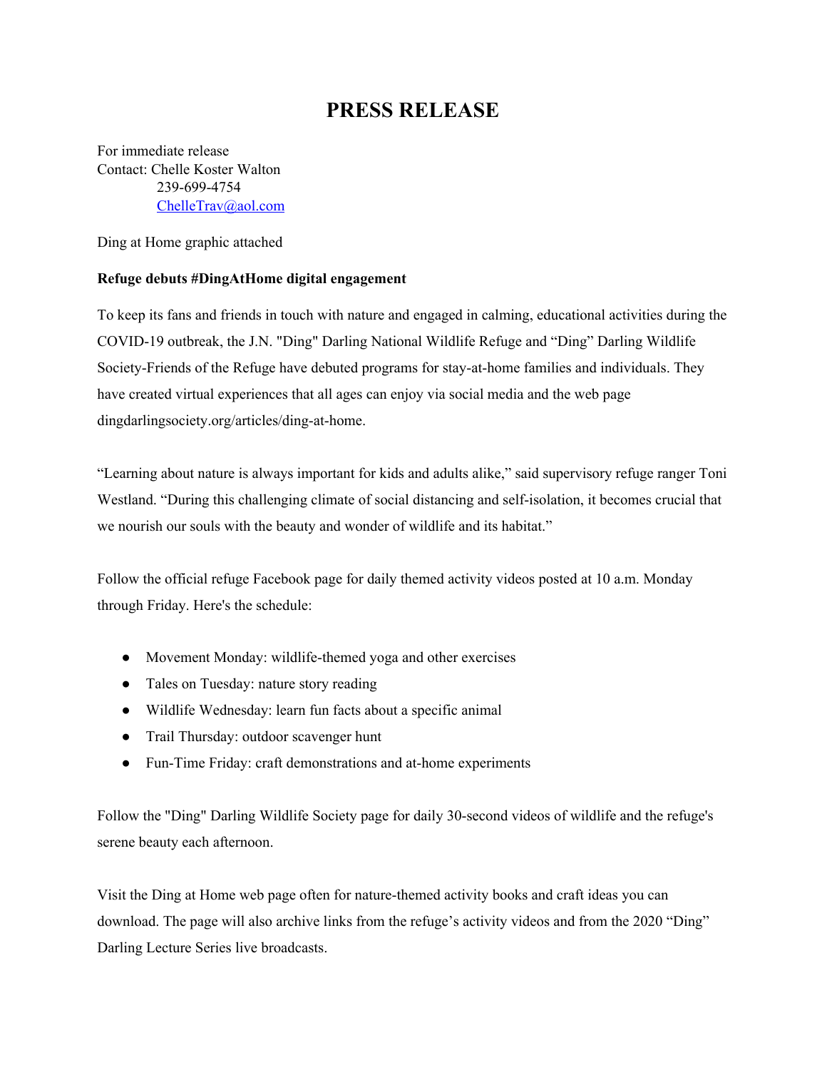# PRESS RELEASE

For immediate release
Contact: Chelle Koster Walton
239-699-4754
ChelleTrav@aol.com

Ding at Home graphic attached

**Refuge debuts #DingAtHome digital engagement**

To keep its fans and friends in touch with nature and engaged in calming, educational activities during the COVID-19 outbreak, the J.N. "Ding" Darling National Wildlife Refuge and "Ding" Darling Wildlife Society-Friends of the Refuge have debuted programs for stay-at-home families and individuals. They have created virtual experiences that all ages can enjoy via social media and the web page dingdarlingsociety.org/articles/ding-at-home.

"Learning about nature is always important for kids and adults alike," said supervisory refuge ranger Toni Westland. "During this challenging climate of social distancing and self-isolation, it becomes crucial that we nourish our souls with the beauty and wonder of wildlife and its habitat."

Follow the official refuge Facebook page for daily themed activity videos posted at 10 a.m. Monday through Friday. Here's the schedule:

- Movement Monday: wildlife-themed yoga and other exercises
- Tales on Tuesday: nature story reading
- Wildlife Wednesday: learn fun facts about a specific animal
- Trail Thursday: outdoor scavenger hunt
- Fun-Time Friday: craft demonstrations and at-home experiments

Follow the "Ding" Darling Wildlife Society page for daily 30-second videos of wildlife and the refuge's serene beauty each afternoon.

Visit the Ding at Home web page often for nature-themed activity books and craft ideas you can download. The page will also archive links from the refuge's activity videos and from the 2020 "Ding" Darling Lecture Series live broadcasts.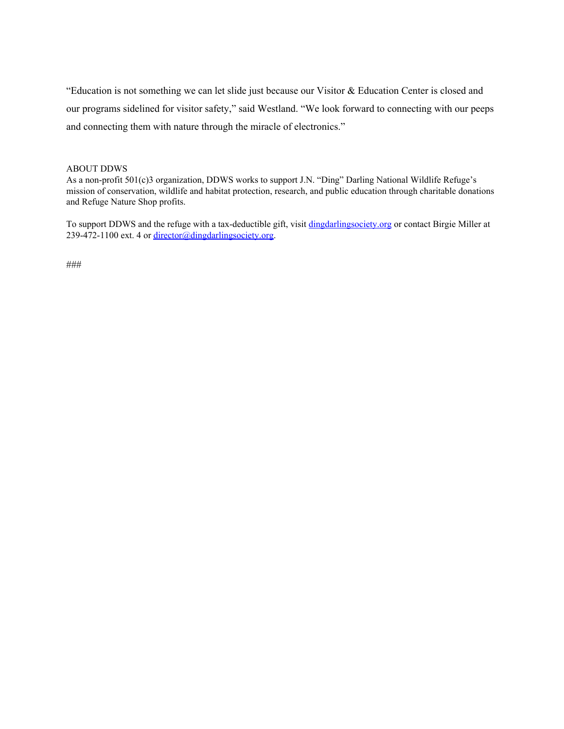"Education is not something we can let slide just because our Visitor & Education Center is closed and our programs sidelined for visitor safety," said Westland. "We look forward to connecting with our peeps and connecting them with nature through the miracle of electronics."

ABOUT DDWS
As a non-profit 501(c)3 organization, DDWS works to support J.N. "Ding" Darling National Wildlife Refuge's mission of conservation, wildlife and habitat protection, research, and public education through charitable donations and Refuge Nature Shop profits.

To support DDWS and the refuge with a tax-deductible gift, visit [dingdarlingsociety.org](http://dingdarlingsociety.org) or contact Birgie Miller at 239-472-1100 ext. 4 or [director@dingdarlingsociety.org](mailto:director@dingdarlingsociety.org).

###